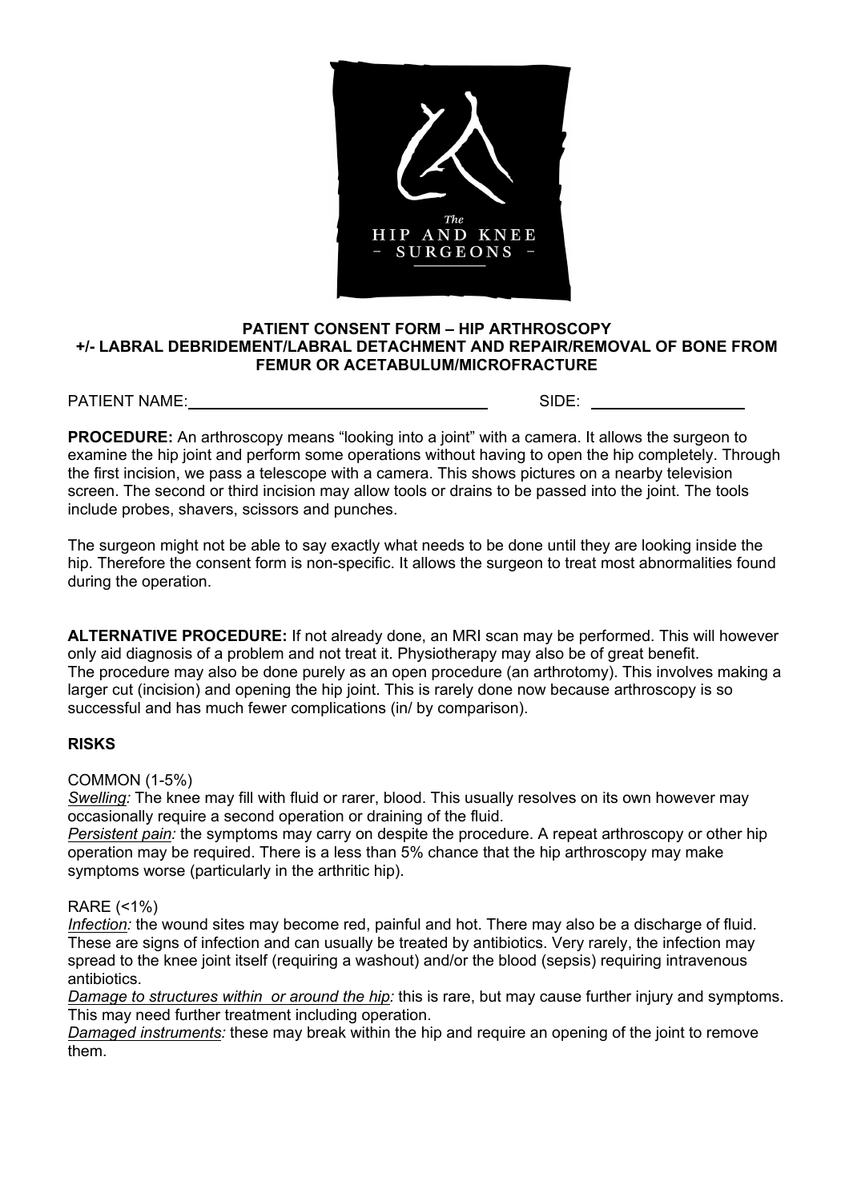The
HIP AND KNEE
– SURGEONS –

**PATIENT CONSENT FORM – HIP ARTHROSCOPY**
**+/- LABRAL DEBRIDEMENT/LABRAL DETACHMENT AND REPAIR/REMOVAL OF BONE FROM FEMUR OR ACETABULUM/MICROFRACTURE**

PATIENT NAME:______________________________ SIDE: _______________

**PROCEDURE:** An arthroscopy means "looking into a joint" with a camera. It allows the surgeon to examine the hip joint and perform some operations without having to open the hip completely. Through the first incision, we pass a telescope with a camera. This shows pictures on a nearby television screen. The second or third incision may allow tools or drains to be passed into the joint. The tools include probes, shavers, scissors and punches.

The surgeon might not be able to say exactly what needs to be done until they are looking inside the hip. Therefore the consent form is non-specific. It allows the surgeon to treat most abnormalities found during the operation.

**ALTERNATIVE PROCEDURE:** If not already done, an MRI scan may be performed. This will however only aid diagnosis of a problem and not treat it. Physiotherapy may also be of great benefit.
The procedure may also be done purely as an open procedure (an arthrotomy). This involves making a larger cut (incision) and opening the hip joint. This is rarely done now because arthroscopy is so successful and has much fewer complications (in/ by comparison).

**RISKS**

COMMON (1-5%)
*Swelling:* The knee may fill with fluid or rarer, blood. This usually resolves on its own however may occasionally require a second operation or draining of the fluid.
*Persistent pain:* the symptoms may carry on despite the procedure. A repeat arthroscopy or other hip operation may be required. There is a less than 5% chance that the hip arthroscopy may make symptoms worse (particularly in the arthritic hip).

RARE (<1%)
*Infection:* the wound sites may become red, painful and hot. There may also be a discharge of fluid. These are signs of infection and can usually be treated by antibiotics. Very rarely, the infection may spread to the knee joint itself (requiring a washout) and/or the blood (sepsis) requiring intravenous antibiotics.
*Damage to structures within or around the hip:* this is rare, but may cause further injury and symptoms. This may need further treatment including operation.
*Damaged instruments:* these may break within the hip and require an opening of the joint to remove them.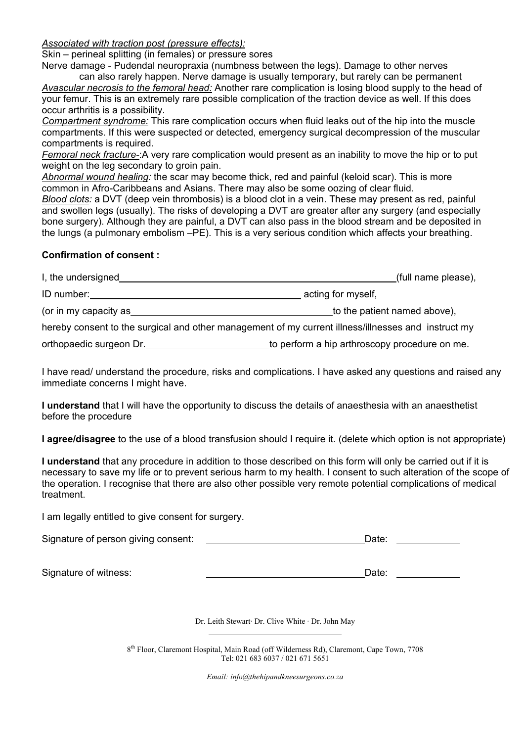*Associated with traction post (pressure effects):*

Skin – perineal splitting (in females) or pressure sores

Nerve damage - Pudendal neuropraxia (numbness between the legs). Damage to other nerves can also rarely happen. Nerve damage is usually temporary, but rarely can be permanent

*Avascular necrosis to the femoral head:* Another rare complication is losing blood supply to the head of your femur. This is an extremely rare possible complication of the traction device as well. If this does occur arthritis is a possibility.

*Compartment syndrome:* This rare complication occurs when fluid leaks out of the hip into the muscle compartments. If this were suspected or detected, emergency surgical decompression of the muscular compartments is required.

*Femoral neck fracture-*:A very rare complication would present as an inability to move the hip or to put weight on the leg secondary to groin pain.

*Abnormal wound healing:* the scar may become thick, red and painful (keloid scar). This is more common in Afro-Caribbeans and Asians. There may also be some oozing of clear fluid.

*Blood clots:* a DVT (deep vein thrombosis) is a blood clot in a vein. These may present as red, painful and swollen legs (usually). The risks of developing a DVT are greater after any surgery (and especially bone surgery). Although they are painful, a DVT can also pass in the blood stream and be deposited in the lungs (a pulmonary embolism –PE). This is a very serious condition which affects your breathing.

**Confirmation of consent :**

I, the undersigned\_\_\_\_\_\_\_\_\_\_\_\_\_\_\_\_\_\_\_\_\_\_\_\_\_\_\_\_\_\_\_\_\_\_\_\_\_\_\_\_\_\_\_\_\_\_(full name please),

ID number:\_\_\_\_\_\_\_\_\_\_\_\_\_\_\_\_\_\_\_\_\_\_\_\_\_\_\_\_\_\_\_\_\_\_\_\_ acting for myself,

(or in my capacity as\_\_\_\_\_\_\_\_\_\_\_\_\_\_\_\_\_\_\_\_\_\_\_\_\_\_\_\_\_\_\_\_\_\_to the patient named above),

hereby consent to the surgical and other management of my current illness/illnesses and instruct my orthopaedic surgeon Dr.\_\_\_\_\_\_\_\_\_\_\_\_\_\_\_\_\_\_\_\_to perform a hip arthroscopy procedure on me.

I have read/ understand the procedure, risks and complications. I have asked any questions and raised any immediate concerns I might have.

**I understand** that I will have the opportunity to discuss the details of anaesthesia with an anaesthetist before the procedure

**I agree/disagree** to the use of a blood transfusion should I require it. (delete which option is not appropriate)

**I understand** that any procedure in addition to those described on this form will only be carried out if it is necessary to save my life or to prevent serious harm to my health. I consent to such alteration of the scope of the operation. I recognise that there are also other possible very remote potential complications of medical treatment.

I am legally entitled to give consent for surgery.

Signature of person giving consent: \_\_\_\_\_\_\_\_\_\_\_\_\_\_\_\_\_\_\_\_\_\_\_\_\_\_\_\_Date: \_\_\_\_\_\_\_\_\_\_

Signature of witness: \_\_\_\_\_\_\_\_\_\_\_\_\_\_\_\_\_\_\_\_\_\_\_\_\_\_\_\_Date: \_\_\_\_\_\_\_\_\_\_

Dr. Leith Stewart· Dr. Clive White · Dr. John May

8th Floor, Claremont Hospital, Main Road (off Wilderness Rd), Claremont, Cape Town, 7708
Tel: 021 683 6037 / 021 671 5651

*Email: info@thehipandkneesurgeons.co.za*